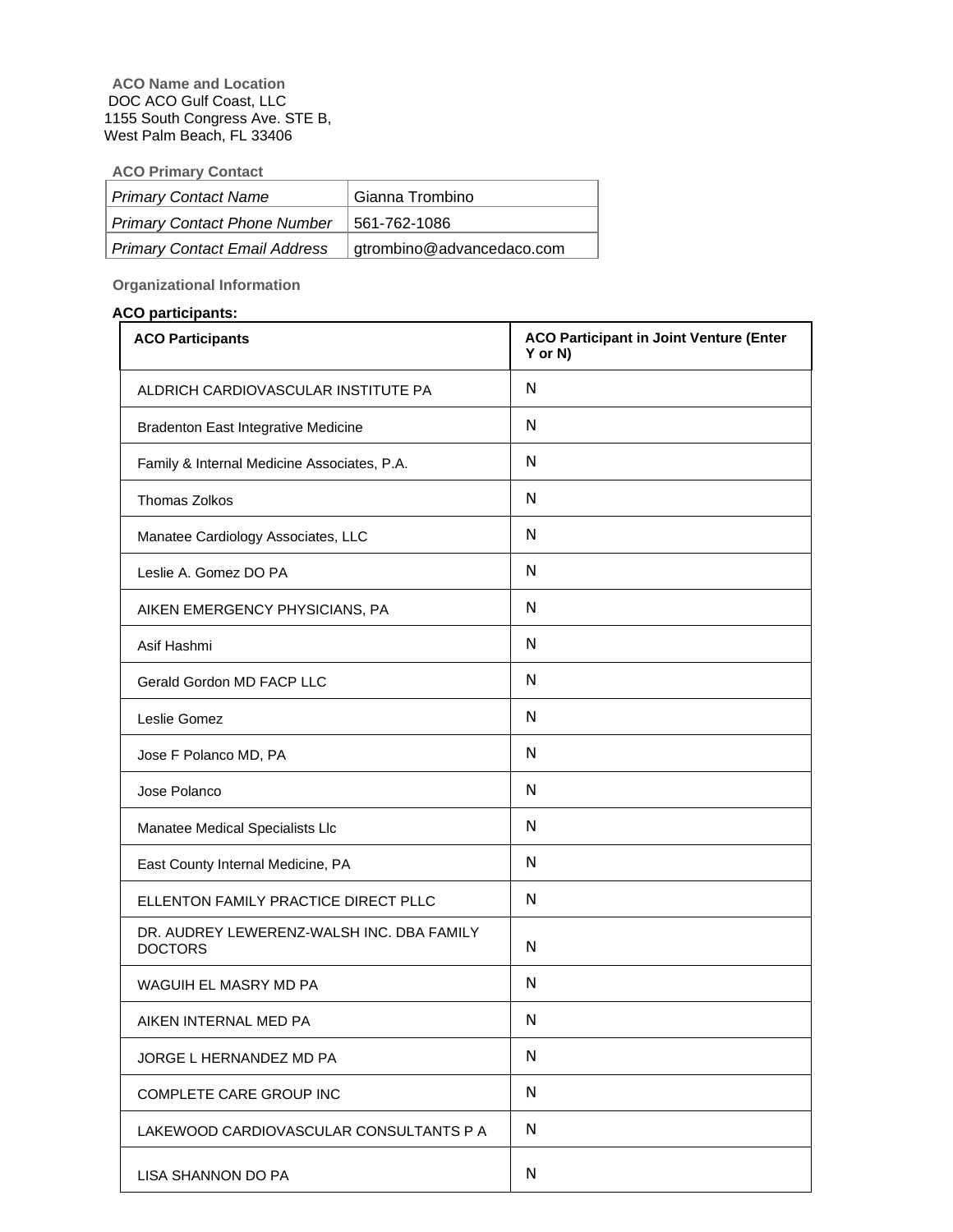**ACO Name and Location**

DOC ACO Gulf Coast, LLC
1155 South Congress Ave. STE B,
West Palm Beach, FL 33406

**ACO Primary Contact**

| | |
|---|---|
| *Primary Contact Name* | Gianna Trombino |
| *Primary Contact Phone Number* | 561-762-1086 |
| *Primary Contact Email Address* | gtrombino@advancedaco.com |

**Organizational Information**

**ACO participants:**

| ACO Participants | ACO Participant in Joint Venture (Enter Y or N) |
|---|---|
| ALDRICH CARDIOVASCULAR INSTITUTE PA | N |
| Bradenton East Integrative Medicine | N |
| Family & Internal Medicine Associates, P.A. | N |
| Thomas Zolkos | N |
| Manatee Cardiology Associates, LLC | N |
| Leslie A. Gomez DO PA | N |
| AIKEN EMERGENCY PHYSICIANS, PA | N |
| Asif Hashmi | N |
| Gerald Gordon MD FACP LLC | N |
| Leslie Gomez | N |
| Jose F Polanco MD, PA | N |
| Jose Polanco | N |
| Manatee Medical Specialists Llc | N |
| East County Internal Medicine, PA | N |
| ELLENTON FAMILY PRACTICE DIRECT PLLC | N |
| DR. AUDREY LEWERENZ-WALSH INC. DBA FAMILY DOCTORS | N |
| WAGUIH EL MASRY MD PA | N |
| AIKEN INTERNAL MED PA | N |
| JORGE L HERNANDEZ MD PA | N |
| COMPLETE CARE GROUP INC | N |
| LAKEWOOD CARDIOVASCULAR CONSULTANTS P A | N |
| LISA SHANNON DO PA | N |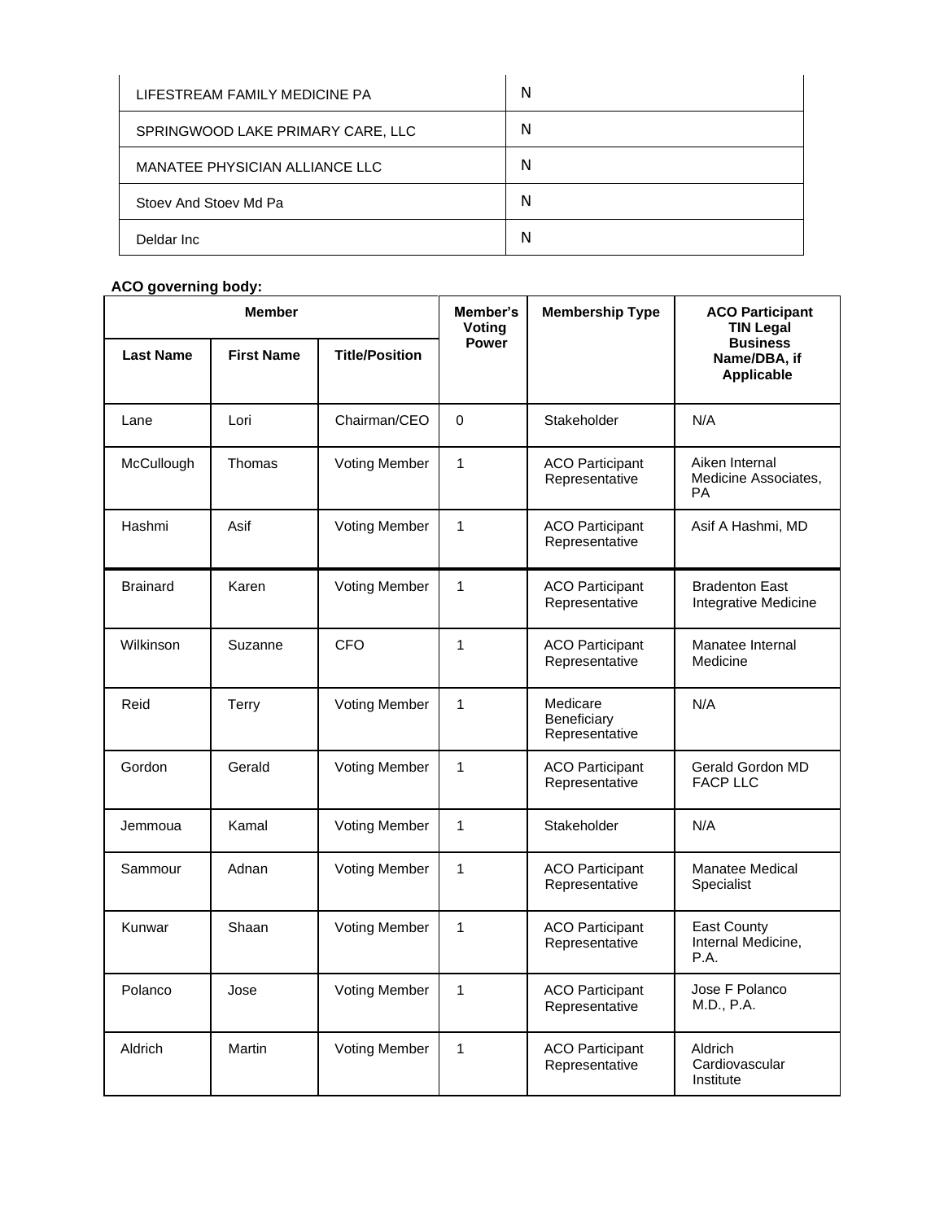| | |
|---|---|
| LIFESTREAM FAMILY MEDICINE PA | N |
| SPRINGWOOD LAKE PRIMARY CARE, LLC | N |
| MANATEE PHYSICIAN ALLIANCE LLC | N |
| Stoev And Stoev Md Pa | N |
| Deldar Inc | N |

**ACO governing body:**

| Member | | | Member's Voting Power | Membership Type | ACO Participant TIN Legal Business Name/DBA, if Applicable |
|---|---|---|---|---|---|
| **Last Name** | **First Name** | **Title/Position** | | | |
| Lane | Lori | Chairman/CEO | 0 | Stakeholder | N/A |
| McCullough | Thomas | Voting Member | 1 | ACO Participant Representative | Aiken Internal Medicine Associates, PA |
| Hashmi | Asif | Voting Member | 1 | ACO Participant Representative | Asif A Hashmi, MD |
| Brainard | Karen | Voting Member | 1 | ACO Participant Representative | Bradenton East Integrative Medicine |
| Wilkinson | Suzanne | CFO | 1 | ACO Participant Representative | Manatee Internal Medicine |
| Reid | Terry | Voting Member | 1 | Medicare Beneficiary Representative | N/A |
| Gordon | Gerald | Voting Member | 1 | ACO Participant Representative | Gerald Gordon MD FACP LLC |
| Jemmoua | Kamal | Voting Member | 1 | Stakeholder | N/A |
| Sammour | Adnan | Voting Member | 1 | ACO Participant Representative | Manatee Medical Specialist |
| Kunwar | Shaan | Voting Member | 1 | ACO Participant Representative | East County Internal Medicine, P.A. |
| Polanco | Jose | Voting Member | 1 | ACO Participant Representative | Jose F Polanco M.D., P.A. |
| Aldrich | Martin | Voting Member | 1 | ACO Participant Representative | Aldrich Cardiovascular Institute |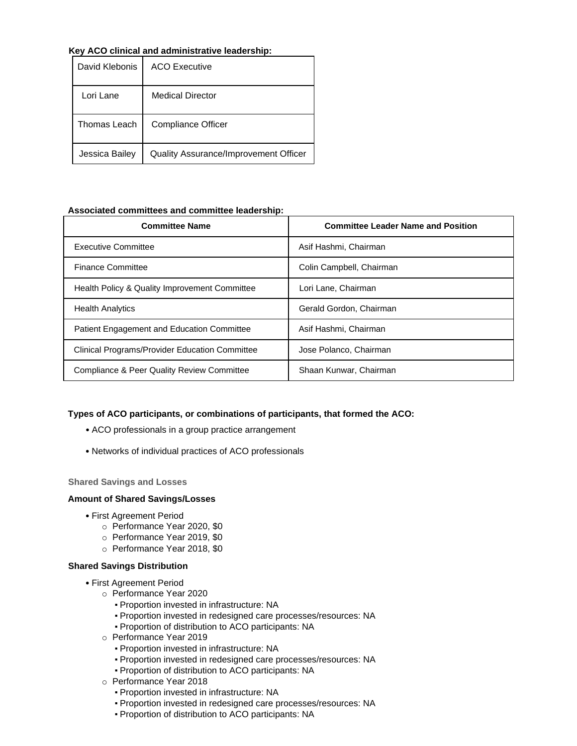**Key ACO clinical and administrative leadership:**

| | |
|---|---|
| David Klebonis | ACO Executive |
| Lori Lane | Medical Director |
| Thomas Leach | Compliance Officer |
| Jessica Bailey | Quality Assurance/Improvement Officer |

**Associated committees and committee leadership:**

| Committee Name | Committee Leader Name and Position |
|---|---|
| Executive Committee | Asif Hashmi, Chairman |
| Finance Committee | Colin Campbell, Chairman |
| Health Policy & Quality Improvement Committee | Lori Lane, Chairman |
| Health Analytics | Gerald Gordon, Chairman |
| Patient Engagement and Education Committee | Asif Hashmi, Chairman |
| Clinical Programs/Provider Education Committee | Jose Polanco, Chairman |
| Compliance & Peer Quality Review Committee | Shaan Kunwar, Chairman |

**Types of ACO participants, or combinations of participants, that formed the ACO:**

- ACO professionals in a group practice arrangement
- Networks of individual practices of ACO professionals

### Shared Savings and Losses

**Amount of Shared Savings/Losses**

- First Agreement Period
  - Performance Year 2020, $0
  - Performance Year 2019, $0
  - Performance Year 2018, $0

**Shared Savings Distribution**

- First Agreement Period
  - Performance Year 2020
    - Proportion invested in infrastructure: NA
    - Proportion invested in redesigned care processes/resources: NA
    - Proportion of distribution to ACO participants: NA
  - Performance Year 2019
    - Proportion invested in infrastructure: NA
    - Proportion invested in redesigned care processes/resources: NA
    - Proportion of distribution to ACO participants: NA
  - Performance Year 2018
    - Proportion invested in infrastructure: NA
    - Proportion invested in redesigned care processes/resources: NA
    - Proportion of distribution to ACO participants: NA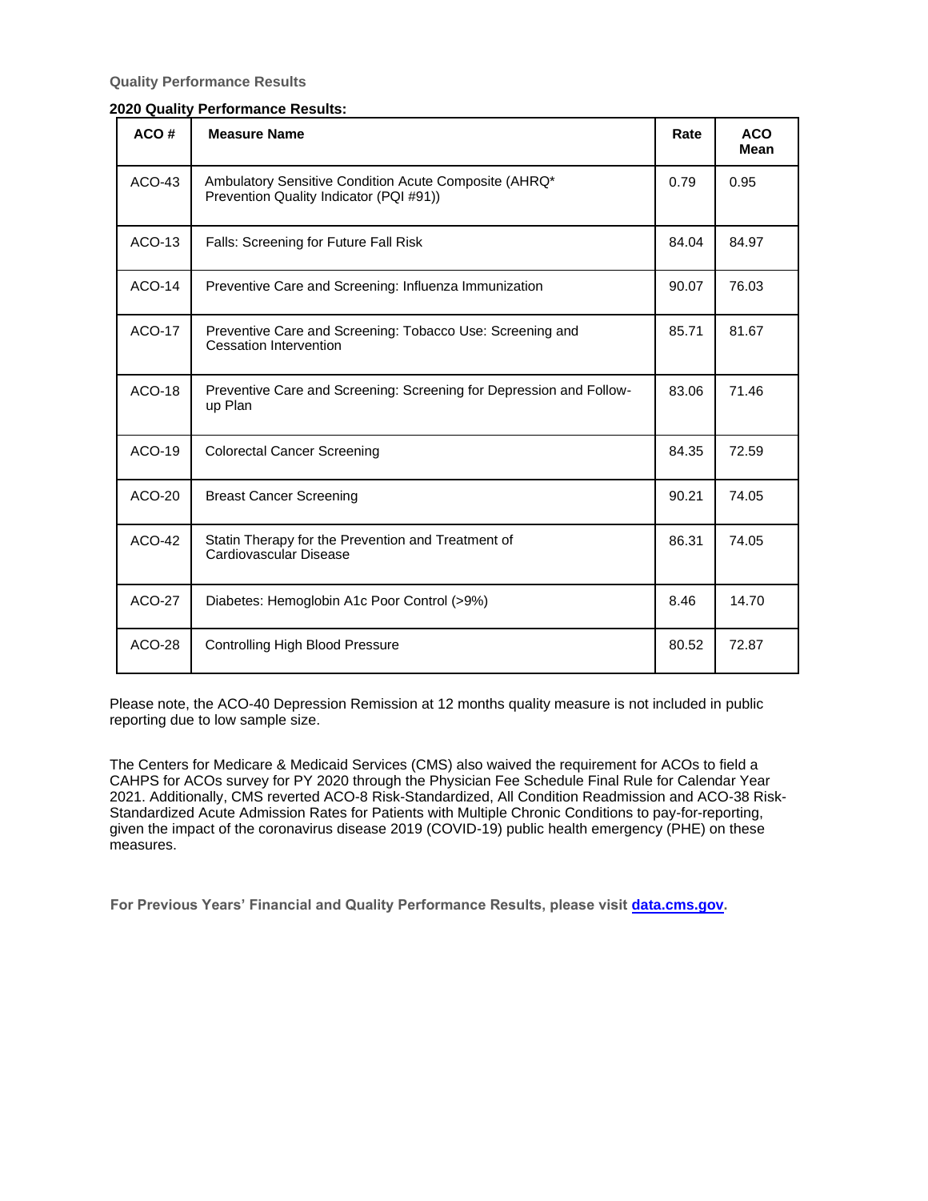### Quality Performance Results

**2020 Quality Performance Results:**

| ACO # | Measure Name | Rate | ACO Mean |
|---|---|---|---|
| ACO-43 | Ambulatory Sensitive Condition Acute Composite (AHRQ* Prevention Quality Indicator (PQI #91)) | 0.79 | 0.95 |
| ACO-13 | Falls: Screening for Future Fall Risk | 84.04 | 84.97 |
| ACO-14 | Preventive Care and Screening: Influenza Immunization | 90.07 | 76.03 |
| ACO-17 | Preventive Care and Screening: Tobacco Use: Screening and Cessation Intervention | 85.71 | 81.67 |
| ACO-18 | Preventive Care and Screening: Screening for Depression and Follow-up Plan | 83.06 | 71.46 |
| ACO-19 | Colorectal Cancer Screening | 84.35 | 72.59 |
| ACO-20 | Breast Cancer Screening | 90.21 | 74.05 |
| ACO-42 | Statin Therapy for the Prevention and Treatment of Cardiovascular Disease | 86.31 | 74.05 |
| ACO-27 | Diabetes: Hemoglobin A1c Poor Control (>9%) | 8.46 | 14.70 |
| ACO-28 | Controlling High Blood Pressure | 80.52 | 72.87 |

Please note, the ACO-40 Depression Remission at 12 months quality measure is not included in public reporting due to low sample size.

The Centers for Medicare & Medicaid Services (CMS) also waived the requirement for ACOs to field a CAHPS for ACOs survey for PY 2020 through the Physician Fee Schedule Final Rule for Calendar Year 2021. Additionally, CMS reverted ACO-8 Risk-Standardized, All Condition Readmission and ACO-38 Risk-Standardized Acute Admission Rates for Patients with Multiple Chronic Conditions to pay-for-reporting, given the impact of the coronavirus disease 2019 (COVID-19) public health emergency (PHE) on these measures.

**For Previous Years' Financial and Quality Performance Results, please visit [data.cms.gov](data.cms.gov).**